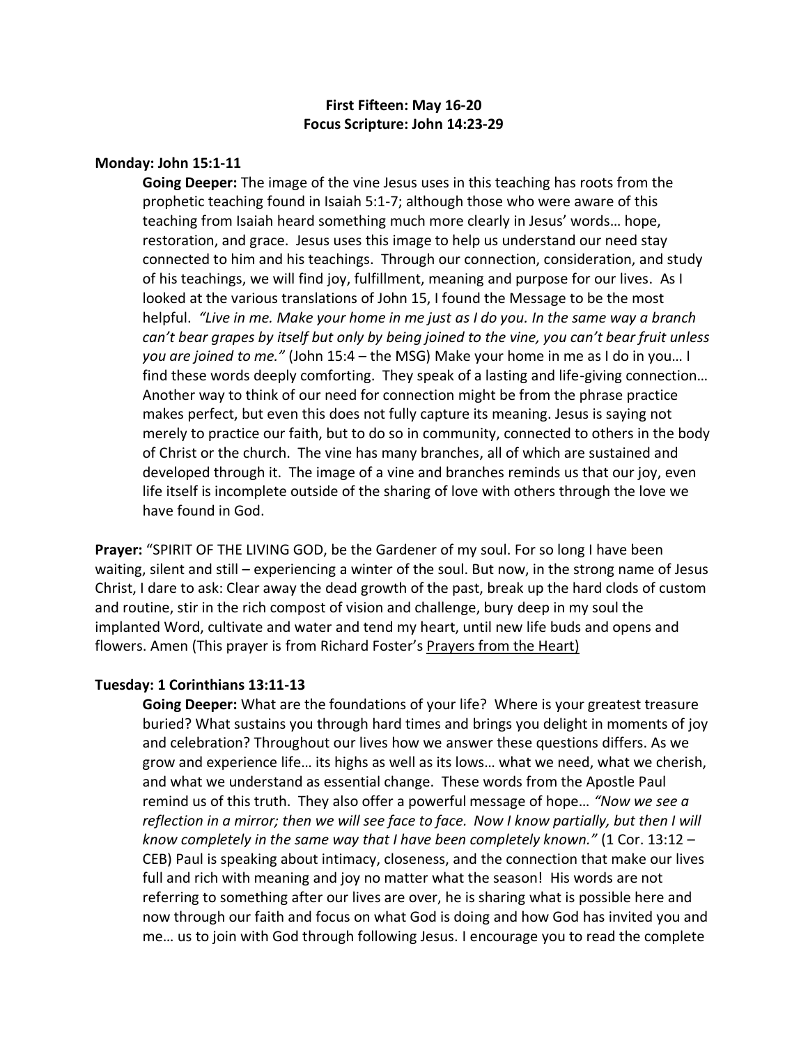**First Fifteen: May 16-20**
**Focus Scripture: John 14:23-29**

**Monday: John 15:1-11**

**Going Deeper:** The image of the vine Jesus uses in this teaching has roots from the prophetic teaching found in Isaiah 5:1-7; although those who were aware of this teaching from Isaiah heard something much more clearly in Jesus' words… hope, restoration, and grace. Jesus uses this image to help us understand our need stay connected to him and his teachings. Through our connection, consideration, and study of his teachings, we will find joy, fulfillment, meaning and purpose for our lives. As I looked at the various translations of John 15, I found the Message to be the most helpful. *"Live in me. Make your home in me just as I do you. In the same way a branch can't bear grapes by itself but only by being joined to the vine, you can't bear fruit unless you are joined to me."* (John 15:4 – the MSG) Make your home in me as I do in you… I find these words deeply comforting. They speak of a lasting and life-giving connection… Another way to think of our need for connection might be from the phrase practice makes perfect, but even this does not fully capture its meaning. Jesus is saying not merely to practice our faith, but to do so in community, connected to others in the body of Christ or the church. The vine has many branches, all of which are sustained and developed through it. The image of a vine and branches reminds us that our joy, even life itself is incomplete outside of the sharing of love with others through the love we have found in God.

**Prayer:** "SPIRIT OF THE LIVING GOD, be the Gardener of my soul. For so long I have been waiting, silent and still – experiencing a winter of the soul. But now, in the strong name of Jesus Christ, I dare to ask: Clear away the dead growth of the past, break up the hard clods of custom and routine, stir in the rich compost of vision and challenge, bury deep in my soul the implanted Word, cultivate and water and tend my heart, until new life buds and opens and flowers. Amen (This prayer is from Richard Foster's <u>Prayers from the Heart)</u>

**Tuesday: 1 Corinthians 13:11-13**

**Going Deeper:** What are the foundations of your life? Where is your greatest treasure buried? What sustains you through hard times and brings you delight in moments of joy and celebration? Throughout our lives how we answer these questions differs. As we grow and experience life… its highs as well as its lows… what we need, what we cherish, and what we understand as essential change. These words from the Apostle Paul remind us of this truth. They also offer a powerful message of hope… *"Now we see a reflection in a mirror; then we will see face to face. Now I know partially, but then I will know completely in the same way that I have been completely known."* (1 Cor. 13:12 – CEB) Paul is speaking about intimacy, closeness, and the connection that make our lives full and rich with meaning and joy no matter what the season! His words are not referring to something after our lives are over, he is sharing what is possible here and now through our faith and focus on what God is doing and how God has invited you and me… us to join with God through following Jesus. I encourage you to read the complete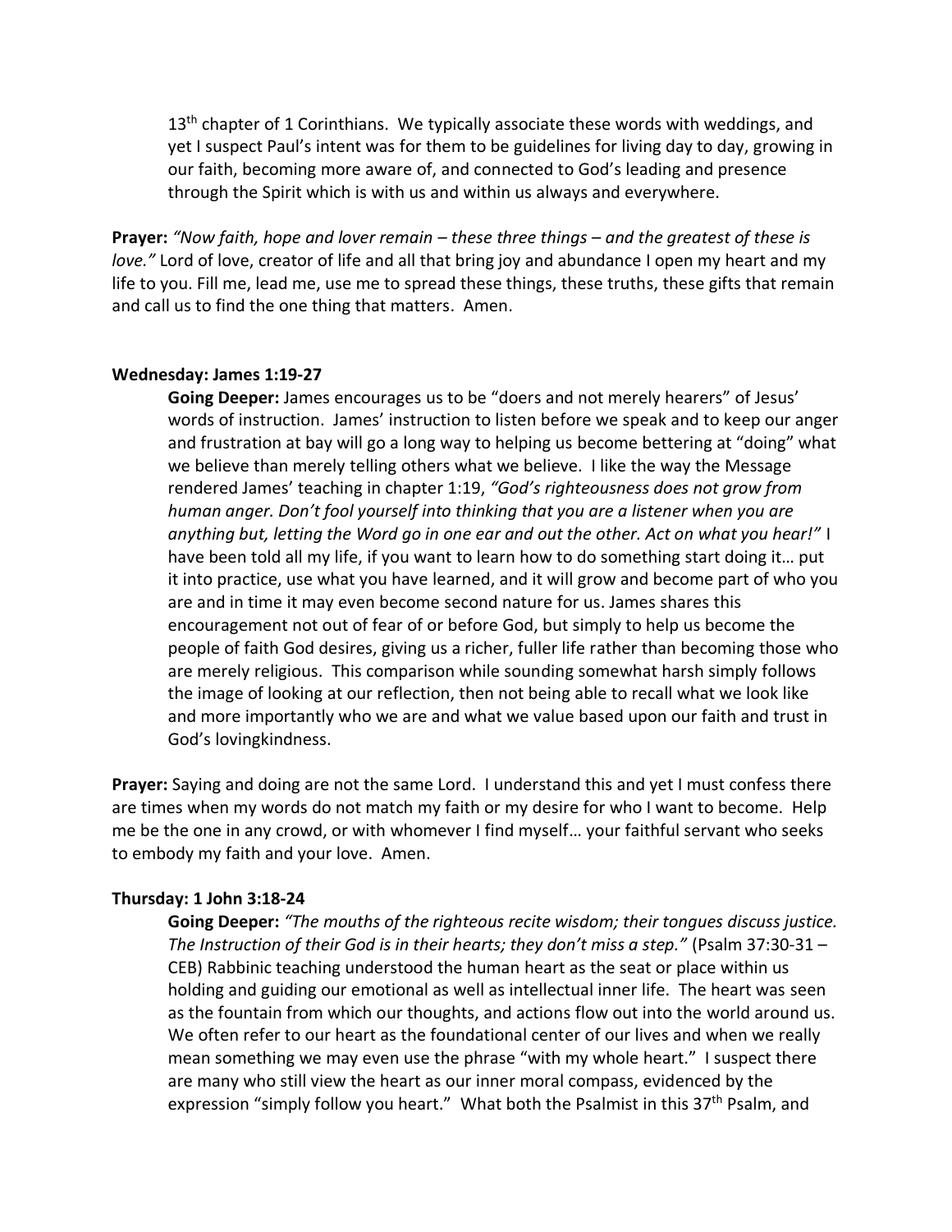13th chapter of 1 Corinthians. We typically associate these words with weddings, and yet I suspect Paul's intent was for them to be guidelines for living day to day, growing in our faith, becoming more aware of, and connected to God's leading and presence through the Spirit which is with us and within us always and everywhere.

**Prayer:** *"Now faith, hope and lover remain – these three things – and the greatest of these is love."* Lord of love, creator of life and all that bring joy and abundance I open my heart and my life to you. Fill me, lead me, use me to spread these things, these truths, these gifts that remain and call us to find the one thing that matters. Amen.

**Wednesday: James 1:19-27**

**Going Deeper:** James encourages us to be "doers and not merely hearers" of Jesus' words of instruction. James' instruction to listen before we speak and to keep our anger and frustration at bay will go a long way to helping us become bettering at "doing" what we believe than merely telling others what we believe. I like the way the Message rendered James' teaching in chapter 1:19, *"God's righteousness does not grow from human anger. Don't fool yourself into thinking that you are a listener when you are anything but, letting the Word go in one ear and out the other. Act on what you hear!"* I have been told all my life, if you want to learn how to do something start doing it… put it into practice, use what you have learned, and it will grow and become part of who you are and in time it may even become second nature for us. James shares this encouragement not out of fear of or before God, but simply to help us become the people of faith God desires, giving us a richer, fuller life rather than becoming those who are merely religious. This comparison while sounding somewhat harsh simply follows the image of looking at our reflection, then not being able to recall what we look like and more importantly who we are and what we value based upon our faith and trust in God's lovingkindness.

**Prayer:** Saying and doing are not the same Lord. I understand this and yet I must confess there are times when my words do not match my faith or my desire for who I want to become. Help me be the one in any crowd, or with whomever I find myself… your faithful servant who seeks to embody my faith and your love. Amen.

**Thursday: 1 John 3:18-24**

**Going Deeper:** *"The mouths of the righteous recite wisdom; their tongues discuss justice. The Instruction of their God is in their hearts; they don't miss a step."* (Psalm 37:30-31 – CEB) Rabbinic teaching understood the human heart as the seat or place within us holding and guiding our emotional as well as intellectual inner life. The heart was seen as the fountain from which our thoughts, and actions flow out into the world around us. We often refer to our heart as the foundational center of our lives and when we really mean something we may even use the phrase "with my whole heart." I suspect there are many who still view the heart as our inner moral compass, evidenced by the expression "simply follow you heart." What both the Psalmist in this 37th Psalm, and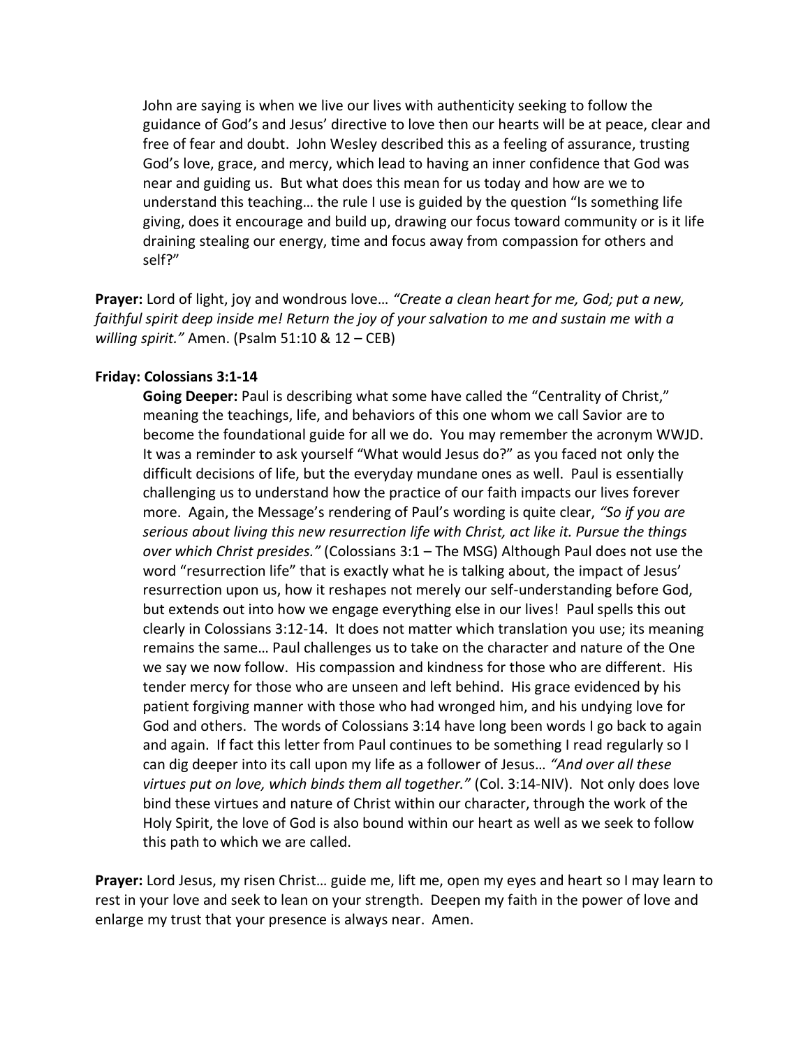John are saying is when we live our lives with authenticity seeking to follow the guidance of God's and Jesus' directive to love then our hearts will be at peace, clear and free of fear and doubt. John Wesley described this as a feeling of assurance, trusting God's love, grace, and mercy, which lead to having an inner confidence that God was near and guiding us. But what does this mean for us today and how are we to understand this teaching… the rule I use is guided by the question "Is something life giving, does it encourage and build up, drawing our focus toward community or is it life draining stealing our energy, time and focus away from compassion for others and self?"

**Prayer:** Lord of light, joy and wondrous love… *"Create a clean heart for me, God; put a new, faithful spirit deep inside me! Return the joy of your salvation to me and sustain me with a willing spirit."* Amen. (Psalm 51:10 & 12 – CEB)

**Friday: Colossians 3:1-14**

**Going Deeper:** Paul is describing what some have called the "Centrality of Christ," meaning the teachings, life, and behaviors of this one whom we call Savior are to become the foundational guide for all we do. You may remember the acronym WWJD. It was a reminder to ask yourself "What would Jesus do?" as you faced not only the difficult decisions of life, but the everyday mundane ones as well. Paul is essentially challenging us to understand how the practice of our faith impacts our lives forever more. Again, the Message's rendering of Paul's wording is quite clear, *"So if you are serious about living this new resurrection life with Christ, act like it. Pursue the things over which Christ presides."* (Colossians 3:1 – The MSG) Although Paul does not use the word "resurrection life" that is exactly what he is talking about, the impact of Jesus' resurrection upon us, how it reshapes not merely our self-understanding before God, but extends out into how we engage everything else in our lives! Paul spells this out clearly in Colossians 3:12-14. It does not matter which translation you use; its meaning remains the same… Paul challenges us to take on the character and nature of the One we say we now follow. His compassion and kindness for those who are different. His tender mercy for those who are unseen and left behind. His grace evidenced by his patient forgiving manner with those who had wronged him, and his undying love for God and others. The words of Colossians 3:14 have long been words I go back to again and again. If fact this letter from Paul continues to be something I read regularly so I can dig deeper into its call upon my life as a follower of Jesus… *"And over all these virtues put on love, which binds them all together."* (Col. 3:14-NIV). Not only does love bind these virtues and nature of Christ within our character, through the work of the Holy Spirit, the love of God is also bound within our heart as well as we seek to follow this path to which we are called.

**Prayer:** Lord Jesus, my risen Christ… guide me, lift me, open my eyes and heart so I may learn to rest in your love and seek to lean on your strength. Deepen my faith in the power of love and enlarge my trust that your presence is always near. Amen.